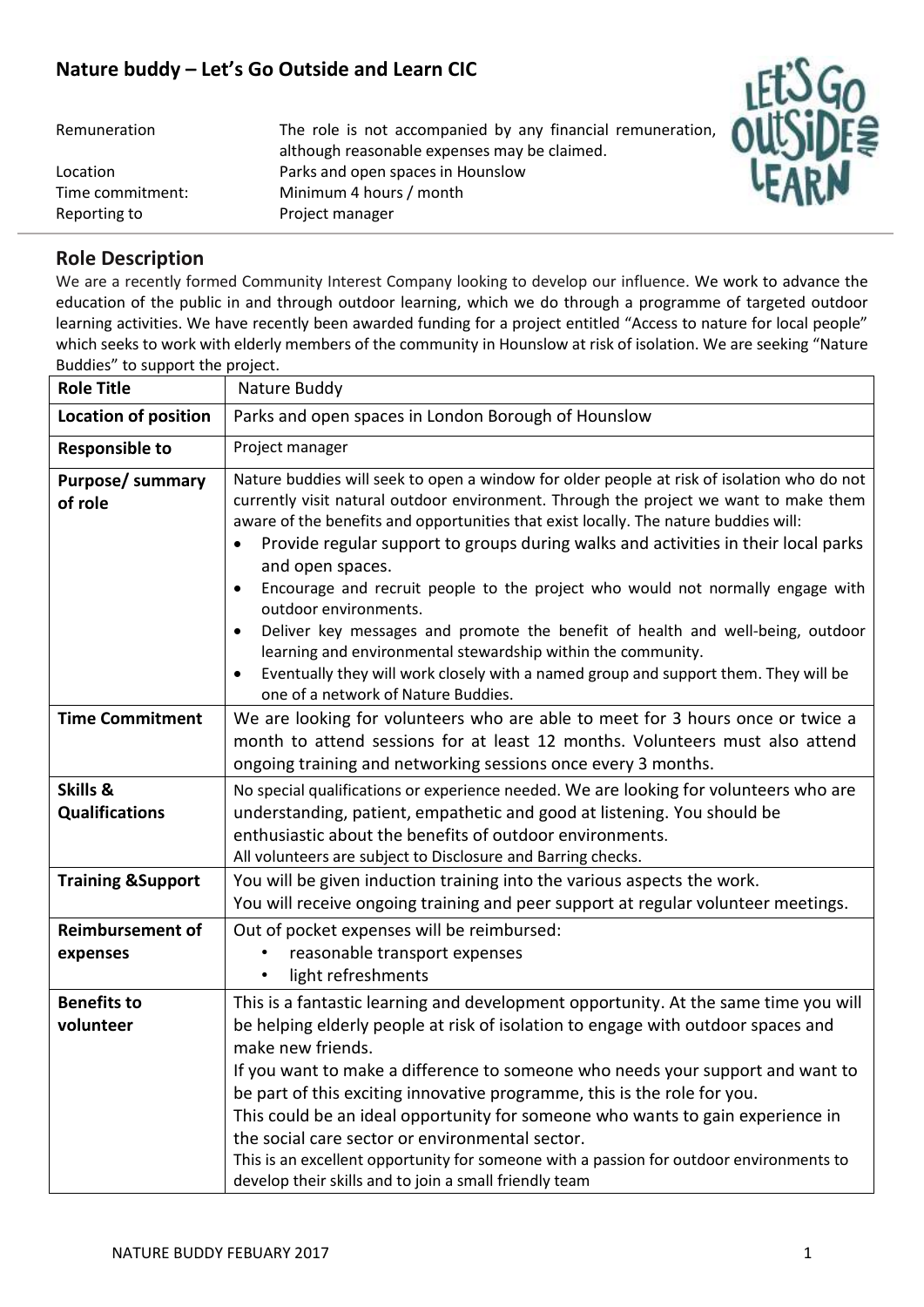# Nature buddy – Let's Go Outside and Learn CIC

| | |
|---|---|
| Remuneration | The role is not accompanied by any financial remuneration, although reasonable expenses may be claimed. |
| Location | Parks and open spaces in Hounslow |
| Time commitment: | Minimum 4 hours / month |
| Reporting to | Project manager |

## Role Description

We are a recently formed Community Interest Company looking to develop our influence. We work to advance the education of the public in and through outdoor learning, which we do through a programme of targeted outdoor learning activities. We have recently been awarded funding for a project entitled "Access to nature for local people" which seeks to work with elderly members of the community in Hounslow at risk of isolation. We are seeking "Nature Buddies" to support the project.

| **Role Title** | Nature Buddy |
|---|---|
| **Location of position** | Parks and open spaces in London Borough of Hounslow |
| **Responsible to** | Project manager |
| **Purpose/ summary of role** | Nature buddies will seek to open a window for older people at risk of isolation who do not currently visit natural outdoor environment. Through the project we want to make them aware of the benefits and opportunities that exist locally. The nature buddies will:<br>• Provide regular support to groups during walks and activities in their local parks and open spaces.<br>• Encourage and recruit people to the project who would not normally engage with outdoor environments.<br>• Deliver key messages and promote the benefit of health and well-being, outdoor learning and environmental stewardship within the community.<br>• Eventually they will work closely with a named group and support them. They will be one of a network of Nature Buddies. |
| **Time Commitment** | We are looking for volunteers who are able to meet for 3 hours once or twice a month to attend sessions for at least 12 months. Volunteers must also attend ongoing training and networking sessions once every 3 months. |
| **Skills & Qualifications** | No special qualifications or experience needed. We are looking for volunteers who are understanding, patient, empathetic and good at listening. You should be enthusiastic about the benefits of outdoor environments.<br>All volunteers are subject to Disclosure and Barring checks. |
| **Training &Support** | You will be given induction training into the various aspects the work.<br>You will receive ongoing training and peer support at regular volunteer meetings. |
| **Reimbursement of expenses** | Out of pocket expenses will be reimbursed:<br>• reasonable transport expenses<br>• light refreshments |
| **Benefits to volunteer** | This is a fantastic learning and development opportunity. At the same time you will be helping elderly people at risk of isolation to engage with outdoor spaces and make new friends.<br>If you want to make a difference to someone who needs your support and want to be part of this exciting innovative programme, this is the role for you.<br>This could be an ideal opportunity for someone who wants to gain experience in the social care sector or environmental sector.<br>This is an excellent opportunity for someone with a passion for outdoor environments to develop their skills and to join a small friendly team |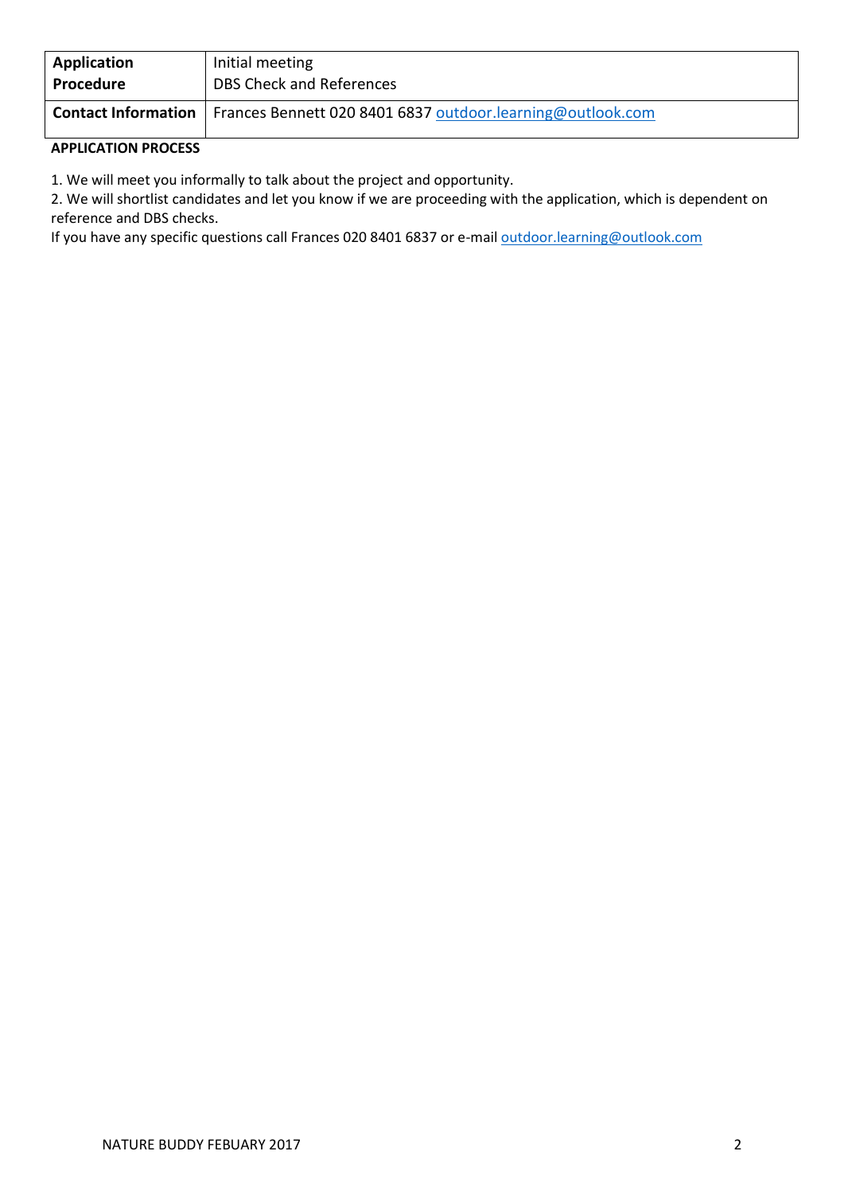| | |
|---|---|
| **Application Procedure** | Initial meeting<br>DBS Check and References |
| **Contact Information** | Frances Bennett 020 8401 6837 outdoor.learning@outlook.com |

**APPLICATION PROCESS**

1. We will meet you informally to talk about the project and opportunity.
2. We will shortlist candidates and let you know if we are proceeding with the application, which is dependent on reference and DBS checks.

If you have any specific questions call Frances 020 8401 6837 or e-mail outdoor.learning@outlook.com